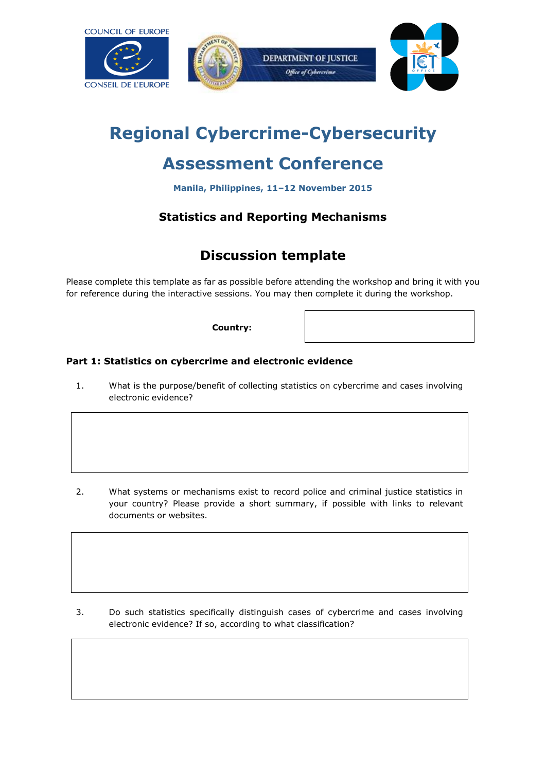# Regional Cybercrime-Cybersecurity Assessment Conference

**Manila, Philippines, 11–12 November 2015**

### Statistics and Reporting Mechanisms

## Discussion template

Please complete this template as far as possible before attending the workshop and bring it with you for reference during the interactive sessions. You may then complete it during the workshop.

**Country:**

**Part 1: Statistics on cybercrime and electronic evidence**

1. What is the purpose/benefit of collecting statistics on cybercrime and cases involving electronic evidence?

2. What systems or mechanisms exist to record police and criminal justice statistics in your country? Please provide a short summary, if possible with links to relevant documents or websites.

3. Do such statistics specifically distinguish cases of cybercrime and cases involving electronic evidence? If so, according to what classification?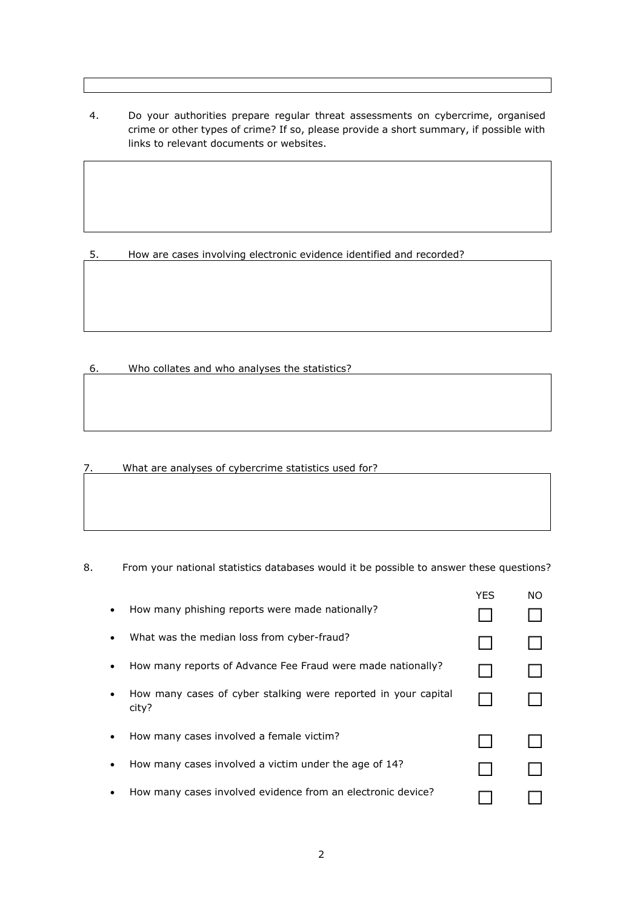4. Do your authorities prepare regular threat assessments on cybercrime, organised crime or other types of crime? If so, please provide a short summary, if possible with links to relevant documents or websites.

5. How are cases involving electronic evidence identified and recorded?

6. Who collates and who analyses the statistics?

7. What are analyses of cybercrime statistics used for?

8. From your national statistics databases would it be possible to answer these questions?

| | YES | NO |
|---|---|---|
| • How many phishing reports were made nationally? | ☐ | ☐ |
| • What was the median loss from cyber-fraud? | ☐ | ☐ |
| • How many reports of Advance Fee Fraud were made nationally? | ☐ | ☐ |
| • How many cases of cyber stalking were reported in your capital city? | ☐ | ☐ |
| • How many cases involved a female victim? | ☐ | ☐ |
| • How many cases involved a victim under the age of 14? | ☐ | ☐ |
| • How many cases involved evidence from an electronic device? | ☐ | ☐ |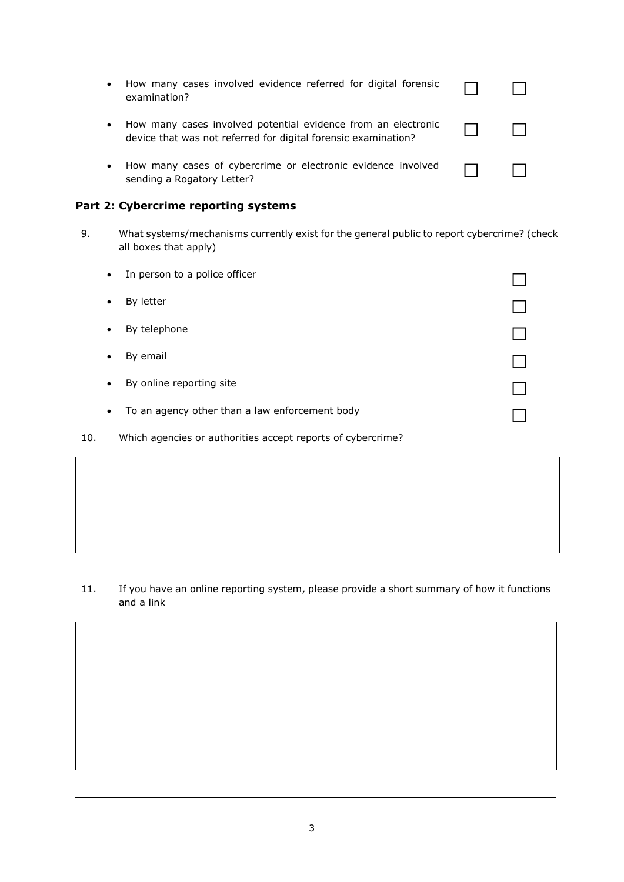- How many cases involved evidence referred for digital forensic examination? ☐ ☐
- How many cases involved potential evidence from an electronic device that was not referred for digital forensic examination? ☐ ☐
- How many cases of cybercrime or electronic evidence involved sending a Rogatory Letter? ☐ ☐

## Part 2: Cybercrime reporting systems

9. What systems/mechanisms currently exist for the general public to report cybercrime? (check all boxes that apply)

- In person to a police officer ☐
- By letter ☐
- By telephone ☐
- By email ☐
- By online reporting site ☐
- To an agency other than a law enforcement body ☐

10. Which agencies or authorities accept reports of cybercrime?

| |
|---|
| |

11. If you have an online reporting system, please provide a short summary of how it functions and a link

| |
|---|
| |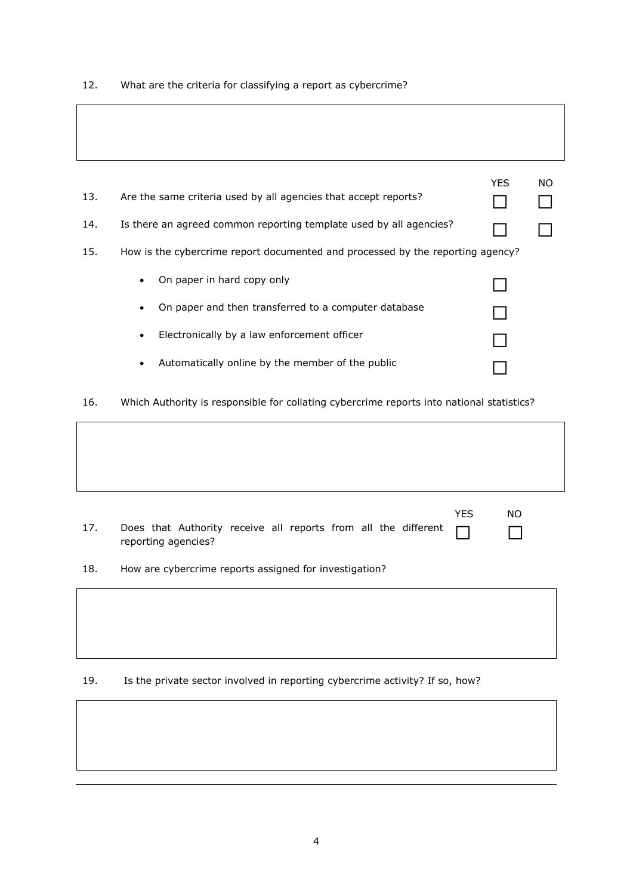12. What are the criteria for classifying a report as cybercrime?

| |
|---|
| |

| | | YES | NO |
|---|---|---|---|
| 13. | Are the same criteria used by all agencies that accept reports? | ☐ | ☐ |
| 14. | Is there an agreed common reporting template used by all agencies? | ☐ | ☐ |

15. How is the cybercrime report documented and processed by the reporting agency?

- On paper in hard copy only ☐
- On paper and then transferred to a computer database ☐
- Electronically by a law enforcement officer ☐
- Automatically online by the member of the public ☐

16. Which Authority is responsible for collating cybercrime reports into national statistics?

| |
|---|
| |

| | | YES | NO |
|---|---|---|---|
| 17. | Does that Authority receive all reports from all the different reporting agencies? | ☐ | ☐ |

18. How are cybercrime reports assigned for investigation?

| |
|---|
| |

19. Is the private sector involved in reporting cybercrime activity? If so, how?

| |
|---|
| |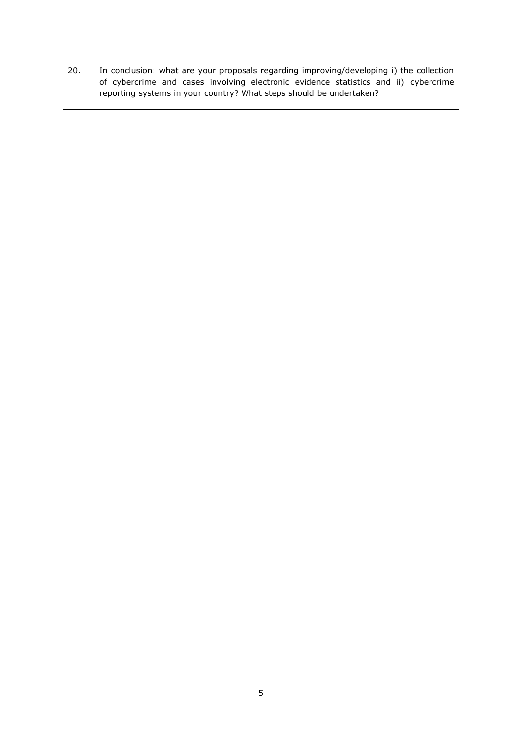20. In conclusion: what are your proposals regarding improving/developing i) the collection of cybercrime and cases involving electronic evidence statistics and ii) cybercrime reporting systems in your country? What steps should be undertaken?

| |
|---|
| |